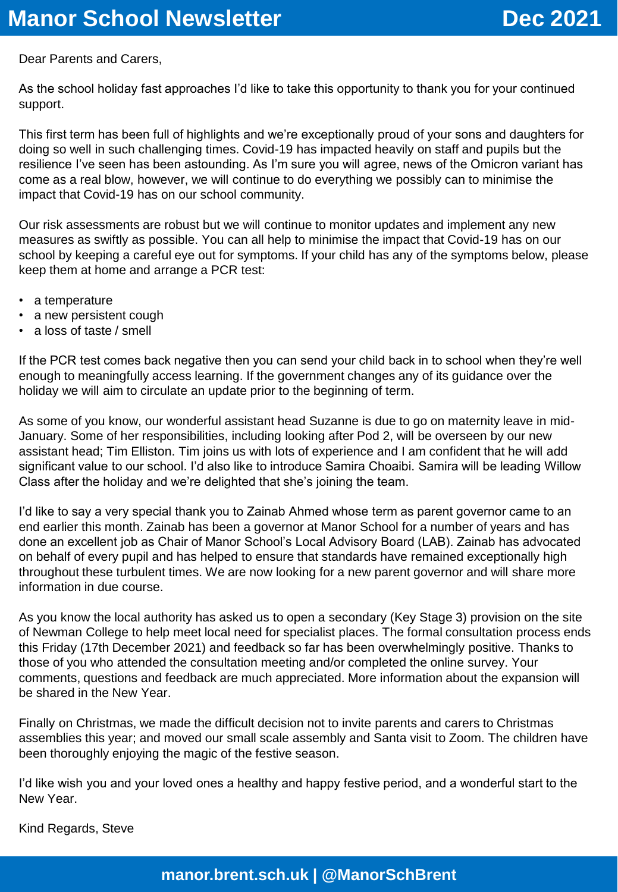# Manor School Newsletter

**Dec 2021**

Dear Parents and Carers,

As the school holiday fast approaches I'd like to take this opportunity to thank you for your continued support.

This first term has been full of highlights and we're exceptionally proud of your sons and daughters for doing so well in such challenging times. Covid-19 has impacted heavily on staff and pupils but the resilience I've seen has been astounding. As I'm sure you will agree, news of the Omicron variant has come as a real blow, however, we will continue to do everything we possibly can to minimise the impact that Covid-19 has on our school community.

Our risk assessments are robust but we will continue to monitor updates and implement any new measures as swiftly as possible. You can all help to minimise the impact that Covid-19 has on our school by keeping a careful eye out for symptoms. If your child has any of the symptoms below, please keep them at home and arrange a PCR test:

- a temperature
- a new persistent cough
- a loss of taste / smell

If the PCR test comes back negative then you can send your child back in to school when they're well enough to meaningfully access learning. If the government changes any of its guidance over the holiday we will aim to circulate an update prior to the beginning of term.

As some of you know, our wonderful assistant head Suzanne is due to go on maternity leave in mid-January. Some of her responsibilities, including looking after Pod 2, will be overseen by our new assistant head; Tim Elliston. Tim joins us with lots of experience and I am confident that he will add significant value to our school. I'd also like to introduce Samira Choaibi. Samira will be leading Willow Class after the holiday and we're delighted that she's joining the team.

I'd like to say a very special thank you to Zainab Ahmed whose term as parent governor came to an end earlier this month. Zainab has been a governor at Manor School for a number of years and has done an excellent job as Chair of Manor School's Local Advisory Board (LAB). Zainab has advocated on behalf of every pupil and has helped to ensure that standards have remained exceptionally high throughout these turbulent times. We are now looking for a new parent governor and will share more information in due course.

As you know the local authority has asked us to open a secondary (Key Stage 3) provision on the site of Newman College to help meet local need for specialist places. The formal consultation process ends this Friday (17th December 2021) and feedback so far has been overwhelmingly positive. Thanks to those of you who attended the consultation meeting and/or completed the online survey. Your comments, questions and feedback are much appreciated. More information about the expansion will be shared in the New Year.

Finally on Christmas, we made the difficult decision not to invite parents and carers to Christmas assemblies this year; and moved our small scale assembly and Santa visit to Zoom. The children have been thoroughly enjoying the magic of the festive season.

I'd like wish you and your loved ones a healthy and happy festive period, and a wonderful start to the New Year.

Kind Regards, Steve

**manor.brent.sch.uk | @ManorSchBrent**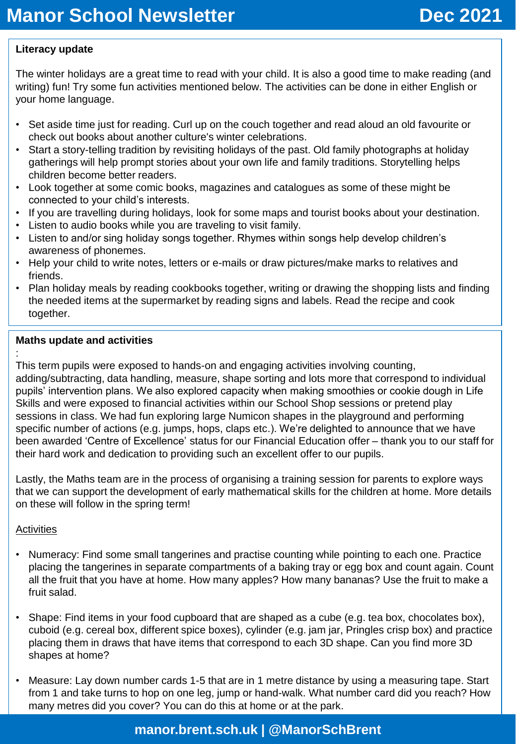### Literacy update

The winter holidays are a great time to read with your child. It is also a good time to make reading (and writing) fun! Try some fun activities mentioned below. The activities can be done in either English or your home language.

- Set aside time just for reading. Curl up on the couch together and read aloud an old favourite or check out books about another culture's winter celebrations.
- Start a story-telling tradition by revisiting holidays of the past. Old family photographs at holiday gatherings will help prompt stories about your own life and family traditions. Storytelling helps children become better readers.
- Look together at some comic books, magazines and catalogues as some of these might be connected to your child's interests.
- If you are travelling during holidays, look for some maps and tourist books about your destination.
- Listen to audio books while you are traveling to visit family.
- Listen to and/or sing holiday songs together. Rhymes within songs help develop children's awareness of phonemes.
- Help your child to write notes, letters or e-mails or draw pictures/make marks to relatives and friends.
- Plan holiday meals by reading cookbooks together, writing or drawing the shopping lists and finding the needed items at the supermarket by reading signs and labels. Read the recipe and cook together.

### Maths update and activities

:

This term pupils were exposed to hands-on and engaging activities involving counting, adding/subtracting, data handling, measure, shape sorting and lots more that correspond to individual pupils' intervention plans. We also explored capacity when making smoothies or cookie dough in Life Skills and were exposed to financial activities within our School Shop sessions or pretend play sessions in class. We had fun exploring large Numicon shapes in the playground and performing specific number of actions (e.g. jumps, hops, claps etc.). We're delighted to announce that we have been awarded 'Centre of Excellence' status for our Financial Education offer – thank you to our staff for their hard work and dedication to providing such an excellent offer to our pupils.

Lastly, the Maths team are in the process of organising a training session for parents to explore ways that we can support the development of early mathematical skills for the children at home. More details on these will follow in the spring term!

Activities

- Numeracy: Find some small tangerines and practise counting while pointing to each one. Practice placing the tangerines in separate compartments of a baking tray or egg box and count again. Count all the fruit that you have at home. How many apples? How many bananas? Use the fruit to make a fruit salad.

- Shape: Find items in your food cupboard that are shaped as a cube (e.g. tea box, chocolates box), cuboid (e.g. cereal box, different spice boxes), cylinder (e.g. jam jar, Pringles crisp box) and practice placing them in draws that have items that correspond to each 3D shape. Can you find more 3D shapes at home?

- Measure: Lay down number cards 1-5 that are in 1 metre distance by using a measuring tape. Start from 1 and take turns to hop on one leg, jump or hand-walk. What number card did you reach? How many metres did you cover? You can do this at home or at the park.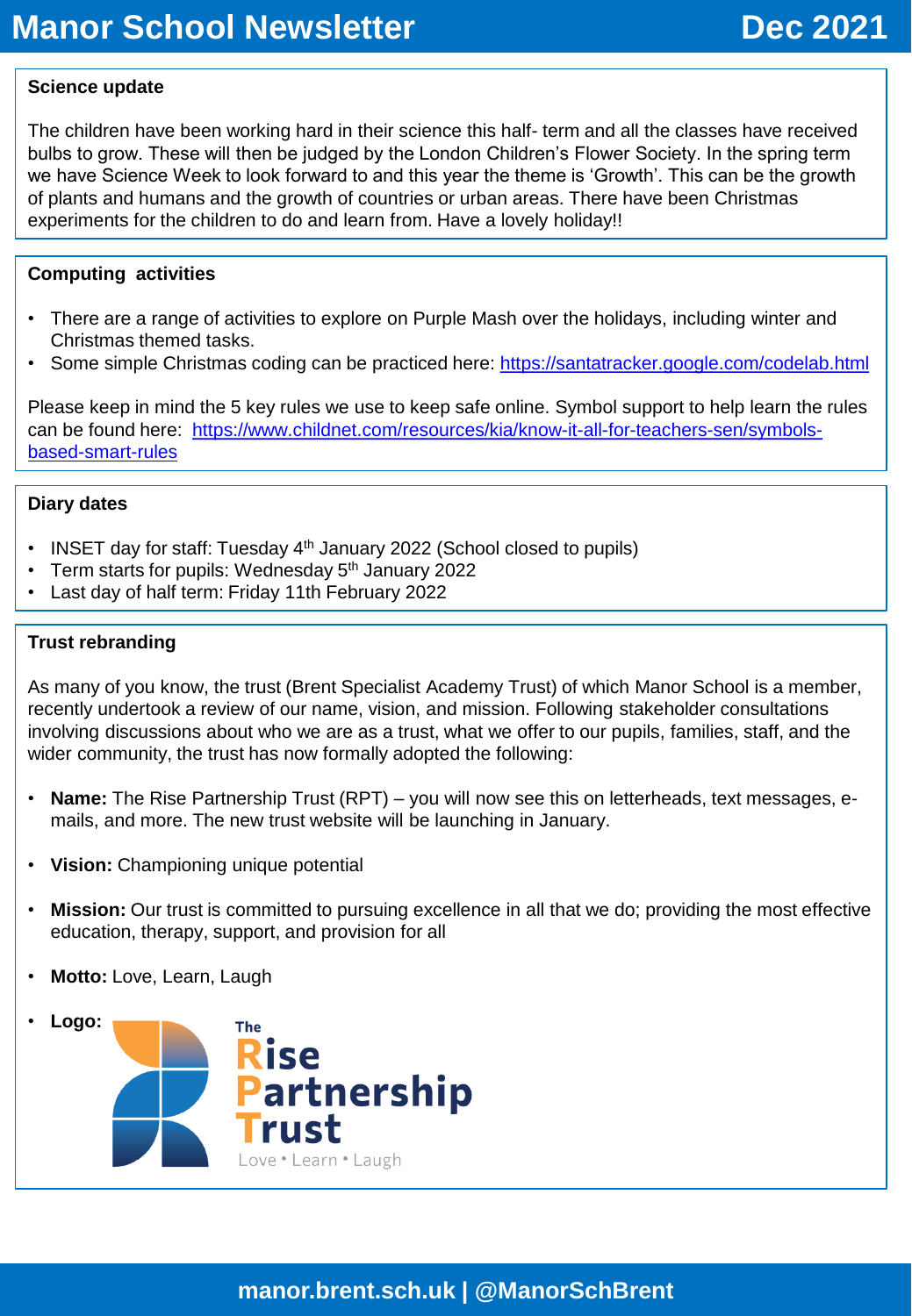# Manor School Newsletter Dec 2021

## Science update

The children have been working hard in their science this half- term and all the classes have received bulbs to grow. These will then be judged by the London Children's Flower Society. In the spring term we have Science Week to look forward to and this year the theme is 'Growth'. This can be the growth of plants and humans and the growth of countries or urban areas. There have been Christmas experiments for the children to do and learn from. Have a lovely holiday!!

## Computing activities

- There are a range of activities to explore on Purple Mash over the holidays, including winter and Christmas themed tasks.
- Some simple Christmas coding can be practiced here: https://santatracker.google.com/codelab.html

Please keep in mind the 5 key rules we use to keep safe online. Symbol support to help learn the rules can be found here: https://www.childnet.com/resources/kia/know-it-all-for-teachers-sen/symbols-based-smart-rules

## Diary dates

- INSET day for staff: Tuesday 4th January 2022 (School closed to pupils)
- Term starts for pupils: Wednesday 5th January 2022
- Last day of half term: Friday 11th February 2022

## Trust rebranding

As many of you know, the trust (Brent Specialist Academy Trust) of which Manor School is a member, recently undertook a review of our name, vision, and mission. Following stakeholder consultations involving discussions about who we are as a trust, what we offer to our pupils, families, staff, and the wider community, the trust has now formally adopted the following:

- **Name:** The Rise Partnership Trust (RPT) – you will now see this on letterheads, text messages, e-mails, and more. The new trust website will be launching in January.
- **Vision:** Championing unique potential
- **Mission:** Our trust is committed to pursuing excellence in all that we do; providing the most effective education, therapy, support, and provision for all
- **Motto:** Love, Learn, Laugh
- **Logo:**

The Rise Partnership Trust

Love • Learn • Laugh

manor.brent.sch.uk | @ManorSchBrent